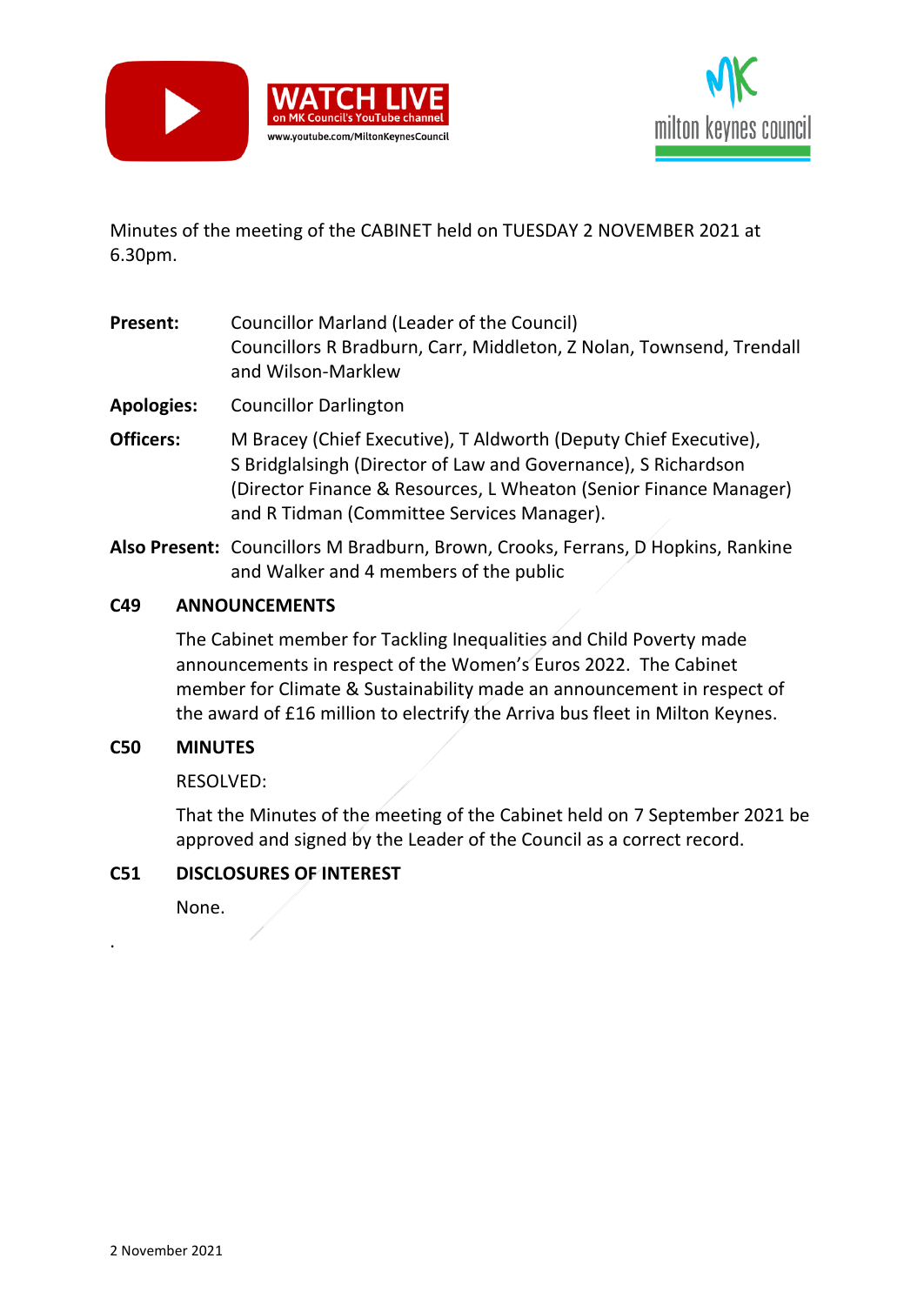Minutes of the meeting of the CABINET held on TUESDAY 2 NOVEMBER 2021 at 6.30pm.

**Present:** Councillor Marland (Leader of the Council)
Councillors R Bradburn, Carr, Middleton, Z Nolan, Townsend, Trendall and Wilson-Marklew

**Apologies:** Councillor Darlington

**Officers:** M Bracey (Chief Executive), T Aldworth (Deputy Chief Executive), S Bridglalsingh (Director of Law and Governance), S Richardson (Director Finance & Resources, L Wheaton (Senior Finance Manager) and R Tidman (Committee Services Manager).

**Also Present:** Councillors M Bradburn, Brown, Crooks, Ferrans, D Hopkins, Rankine and Walker and 4 members of the public

## C49 ANNOUNCEMENTS

The Cabinet member for Tackling Inequalities and Child Poverty made announcements in respect of the Women's Euros 2022. The Cabinet member for Climate & Sustainability made an announcement in respect of the award of £16 million to electrify the Arriva bus fleet in Milton Keynes.

## C50 MINUTES

RESOLVED:

That the Minutes of the meeting of the Cabinet held on 7 September 2021 be approved and signed by the Leader of the Council as a correct record.

## C51 DISCLOSURES OF INTEREST

None.

.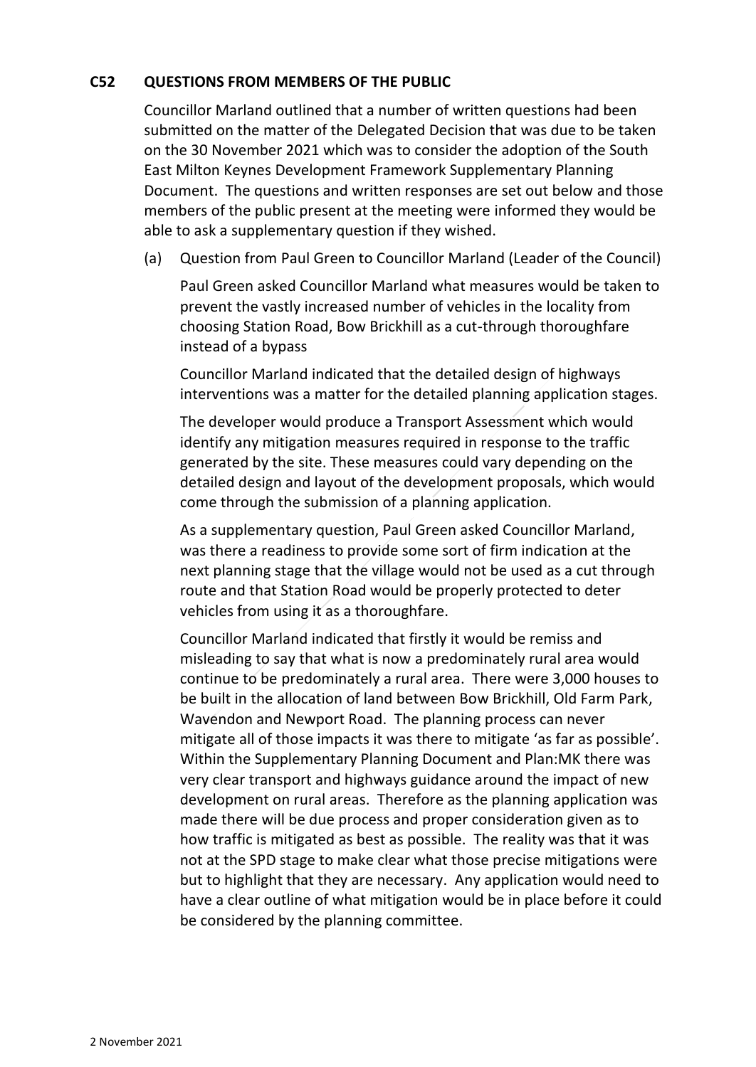## C52 QUESTIONS FROM MEMBERS OF THE PUBLIC

Councillor Marland outlined that a number of written questions had been submitted on the matter of the Delegated Decision that was due to be taken on the 30 November 2021 which was to consider the adoption of the South East Milton Keynes Development Framework Supplementary Planning Document. The questions and written responses are set out below and those members of the public present at the meeting were informed they would be able to ask a supplementary question if they wished.

(a) Question from Paul Green to Councillor Marland (Leader of the Council)

Paul Green asked Councillor Marland what measures would be taken to prevent the vastly increased number of vehicles in the locality from choosing Station Road, Bow Brickhill as a cut-through thoroughfare instead of a bypass

Councillor Marland indicated that the detailed design of highways interventions was a matter for the detailed planning application stages.

The developer would produce a Transport Assessment which would identify any mitigation measures required in response to the traffic generated by the site. These measures could vary depending on the detailed design and layout of the development proposals, which would come through the submission of a planning application.

As a supplementary question, Paul Green asked Councillor Marland, was there a readiness to provide some sort of firm indication at the next planning stage that the village would not be used as a cut through route and that Station Road would be properly protected to deter vehicles from using it as a thoroughfare.

Councillor Marland indicated that firstly it would be remiss and misleading to say that what is now a predominately rural area would continue to be predominately a rural area. There were 3,000 houses to be built in the allocation of land between Bow Brickhill, Old Farm Park, Wavendon and Newport Road. The planning process can never mitigate all of those impacts it was there to mitigate 'as far as possible'. Within the Supplementary Planning Document and Plan:MK there was very clear transport and highways guidance around the impact of new development on rural areas. Therefore as the planning application was made there will be due process and proper consideration given as to how traffic is mitigated as best as possible. The reality was that it was not at the SPD stage to make clear what those precise mitigations were but to highlight that they are necessary. Any application would need to have a clear outline of what mitigation would be in place before it could be considered by the planning committee.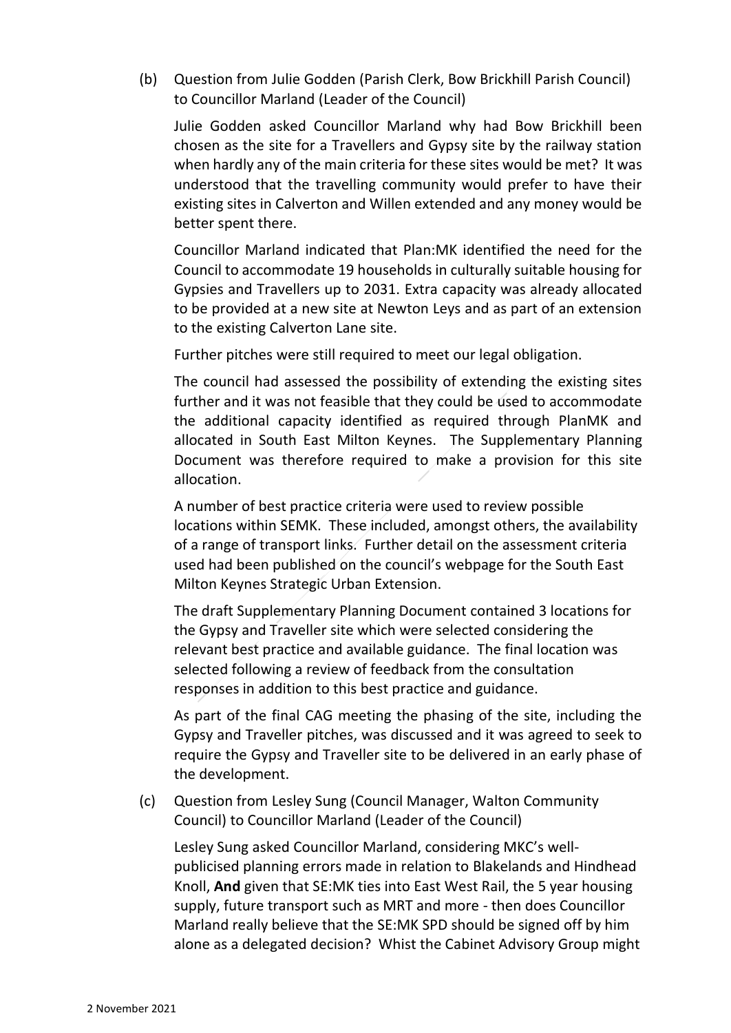(b) Question from Julie Godden (Parish Clerk, Bow Brickhill Parish Council) to Councillor Marland (Leader of the Council)

Julie Godden asked Councillor Marland why had Bow Brickhill been chosen as the site for a Travellers and Gypsy site by the railway station when hardly any of the main criteria for these sites would be met? It was understood that the travelling community would prefer to have their existing sites in Calverton and Willen extended and any money would be better spent there.

Councillor Marland indicated that Plan:MK identified the need for the Council to accommodate 19 households in culturally suitable housing for Gypsies and Travellers up to 2031. Extra capacity was already allocated to be provided at a new site at Newton Leys and as part of an extension to the existing Calverton Lane site.

Further pitches were still required to meet our legal obligation.

The council had assessed the possibility of extending the existing sites further and it was not feasible that they could be used to accommodate the additional capacity identified as required through PlanMK and allocated in South East Milton Keynes. The Supplementary Planning Document was therefore required to make a provision for this site allocation.

A number of best practice criteria were used to review possible locations within SEMK. These included, amongst others, the availability of a range of transport links. Further detail on the assessment criteria used had been published on the council's webpage for the South East Milton Keynes Strategic Urban Extension.

The draft Supplementary Planning Document contained 3 locations for the Gypsy and Traveller site which were selected considering the relevant best practice and available guidance. The final location was selected following a review of feedback from the consultation responses in addition to this best practice and guidance.

As part of the final CAG meeting the phasing of the site, including the Gypsy and Traveller pitches, was discussed and it was agreed to seek to require the Gypsy and Traveller site to be delivered in an early phase of the development.

(c) Question from Lesley Sung (Council Manager, Walton Community Council) to Councillor Marland (Leader of the Council)

Lesley Sung asked Councillor Marland, considering MKC's well-publicised planning errors made in relation to Blakelands and Hindhead Knoll, **And** given that SE:MK ties into East West Rail, the 5 year housing supply, future transport such as MRT and more - then does Councillor Marland really believe that the SE:MK SPD should be signed off by him alone as a delegated decision? Whist the Cabinet Advisory Group might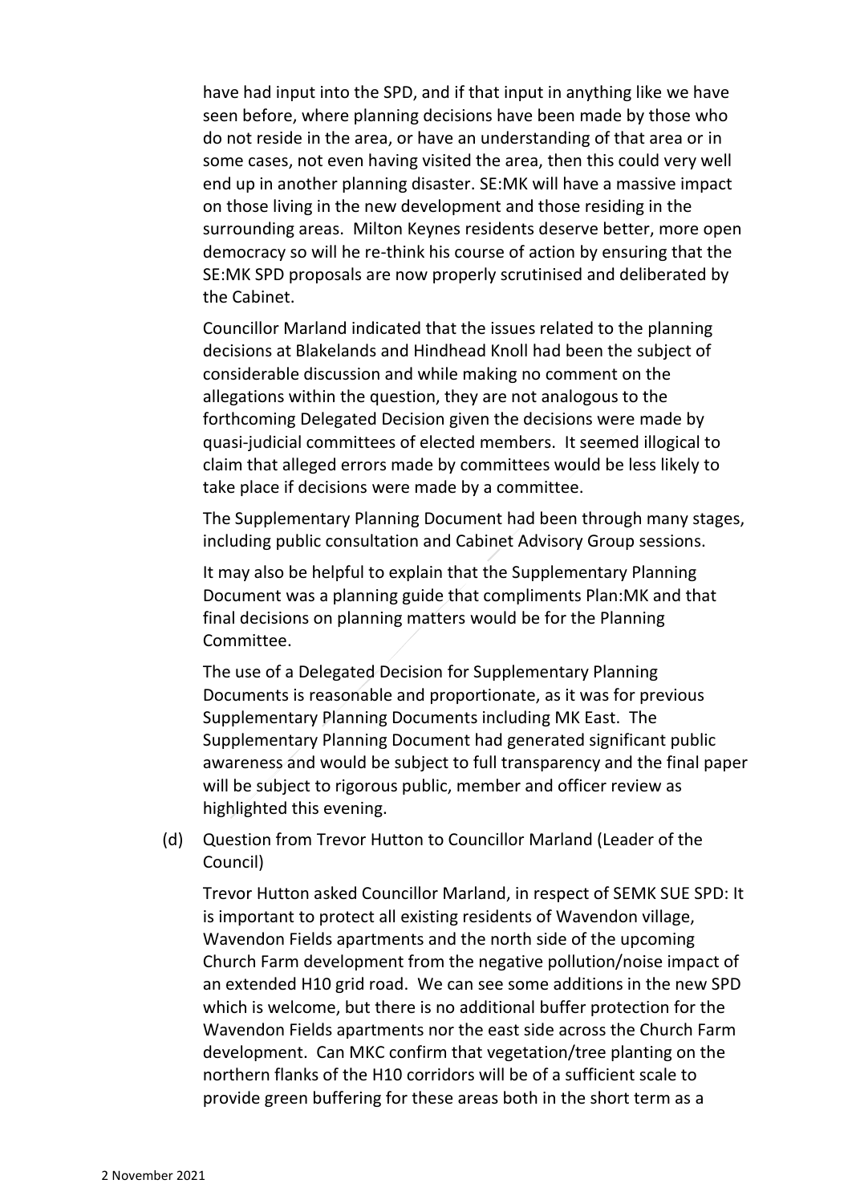have had input into the SPD, and if that input in anything like we have seen before, where planning decisions have been made by those who do not reside in the area, or have an understanding of that area or in some cases, not even having visited the area, then this could very well end up in another planning disaster. SE:MK will have a massive impact on those living in the new development and those residing in the surrounding areas. Milton Keynes residents deserve better, more open democracy so will he re-think his course of action by ensuring that the SE:MK SPD proposals are now properly scrutinised and deliberated by the Cabinet.

Councillor Marland indicated that the issues related to the planning decisions at Blakelands and Hindhead Knoll had been the subject of considerable discussion and while making no comment on the allegations within the question, they are not analogous to the forthcoming Delegated Decision given the decisions were made by quasi-judicial committees of elected members. It seemed illogical to claim that alleged errors made by committees would be less likely to take place if decisions were made by a committee.

The Supplementary Planning Document had been through many stages, including public consultation and Cabinet Advisory Group sessions.

It may also be helpful to explain that the Supplementary Planning Document was a planning guide that compliments Plan:MK and that final decisions on planning matters would be for the Planning Committee.

The use of a Delegated Decision for Supplementary Planning Documents is reasonable and proportionate, as it was for previous Supplementary Planning Documents including MK East. The Supplementary Planning Document had generated significant public awareness and would be subject to full transparency and the final paper will be subject to rigorous public, member and officer review as highlighted this evening.

(d) Question from Trevor Hutton to Councillor Marland (Leader of the Council)

Trevor Hutton asked Councillor Marland, in respect of SEMK SUE SPD: It is important to protect all existing residents of Wavendon village, Wavendon Fields apartments and the north side of the upcoming Church Farm development from the negative pollution/noise impact of an extended H10 grid road. We can see some additions in the new SPD which is welcome, but there is no additional buffer protection for the Wavendon Fields apartments nor the east side across the Church Farm development. Can MKC confirm that vegetation/tree planting on the northern flanks of the H10 corridors will be of a sufficient scale to provide green buffering for these areas both in the short term as a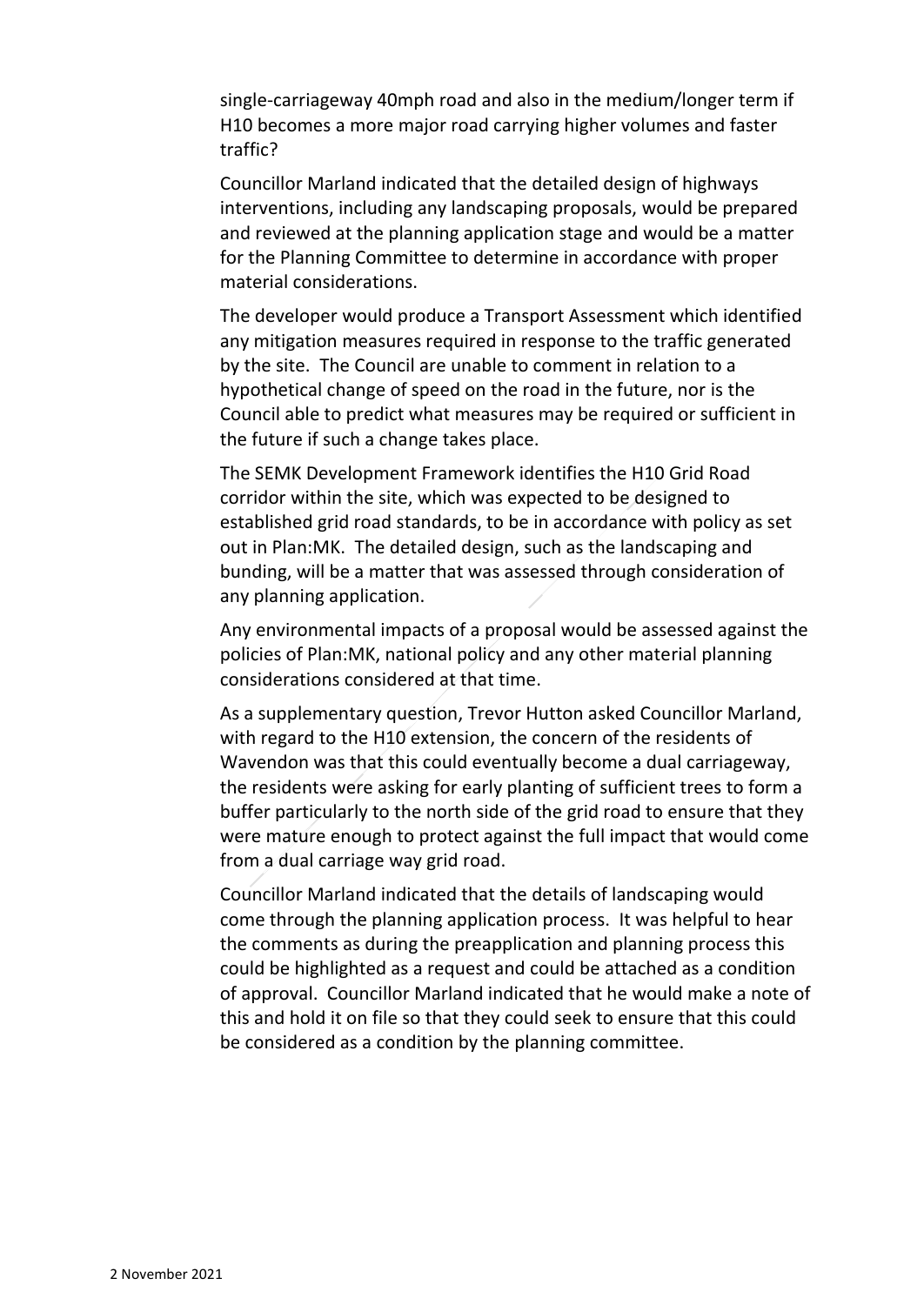single-carriageway 40mph road and also in the medium/longer term if H10 becomes a more major road carrying higher volumes and faster traffic?

Councillor Marland indicated that the detailed design of highways interventions, including any landscaping proposals, would be prepared and reviewed at the planning application stage and would be a matter for the Planning Committee to determine in accordance with proper material considerations.

The developer would produce a Transport Assessment which identified any mitigation measures required in response to the traffic generated by the site. The Council are unable to comment in relation to a hypothetical change of speed on the road in the future, nor is the Council able to predict what measures may be required or sufficient in the future if such a change takes place.

The SEMK Development Framework identifies the H10 Grid Road corridor within the site, which was expected to be designed to established grid road standards, to be in accordance with policy as set out in Plan:MK. The detailed design, such as the landscaping and bunding, will be a matter that was assessed through consideration of any planning application.

Any environmental impacts of a proposal would be assessed against the policies of Plan:MK, national policy and any other material planning considerations considered at that time.

As a supplementary question, Trevor Hutton asked Councillor Marland, with regard to the H10 extension, the concern of the residents of Wavendon was that this could eventually become a dual carriageway, the residents were asking for early planting of sufficient trees to form a buffer particularly to the north side of the grid road to ensure that they were mature enough to protect against the full impact that would come from a dual carriage way grid road.

Councillor Marland indicated that the details of landscaping would come through the planning application process. It was helpful to hear the comments as during the preapplication and planning process this could be highlighted as a request and could be attached as a condition of approval. Councillor Marland indicated that he would make a note of this and hold it on file so that they could seek to ensure that this could be considered as a condition by the planning committee.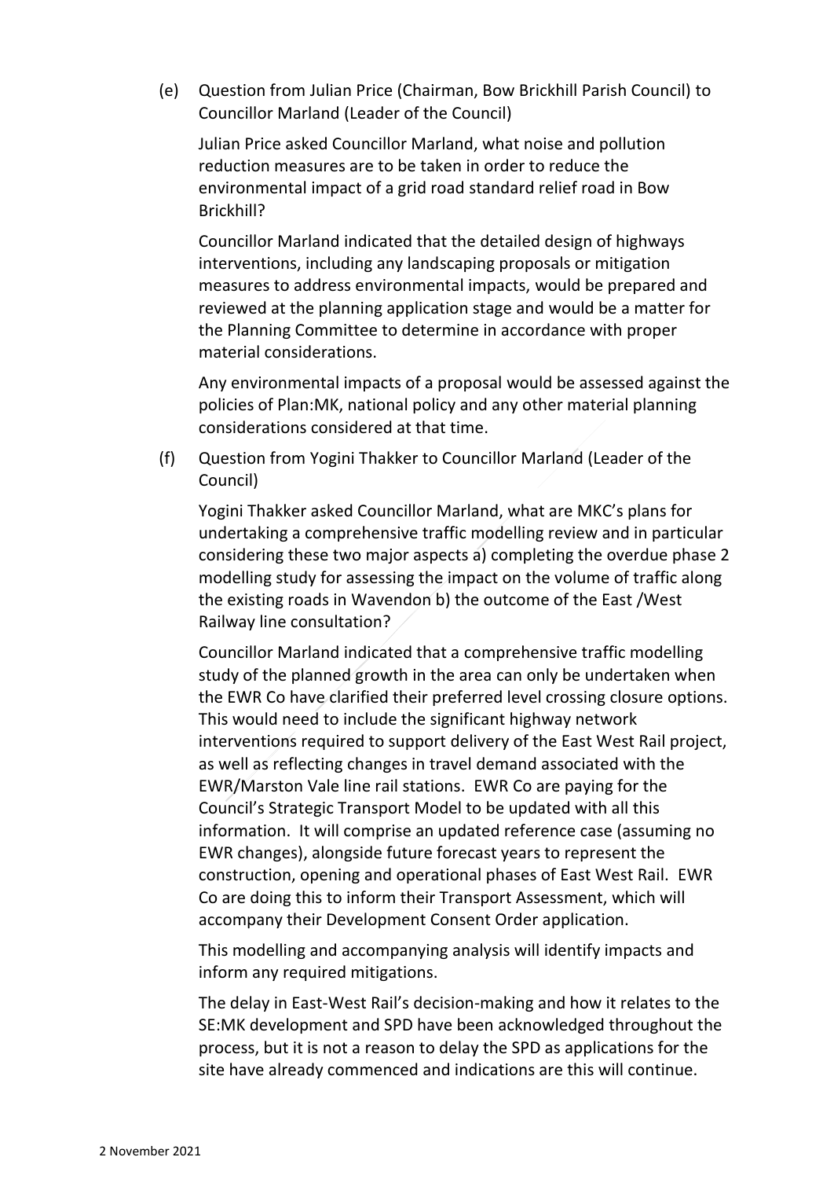(e) Question from Julian Price (Chairman, Bow Brickhill Parish Council) to Councillor Marland (Leader of the Council)

Julian Price asked Councillor Marland, what noise and pollution reduction measures are to be taken in order to reduce the environmental impact of a grid road standard relief road in Bow Brickhill?

Councillor Marland indicated that the detailed design of highways interventions, including any landscaping proposals or mitigation measures to address environmental impacts, would be prepared and reviewed at the planning application stage and would be a matter for the Planning Committee to determine in accordance with proper material considerations.

Any environmental impacts of a proposal would be assessed against the policies of Plan:MK, national policy and any other material planning considerations considered at that time.

(f) Question from Yogini Thakker to Councillor Marland (Leader of the Council)

Yogini Thakker asked Councillor Marland, what are MKC's plans for undertaking a comprehensive traffic modelling review and in particular considering these two major aspects a) completing the overdue phase 2 modelling study for assessing the impact on the volume of traffic along the existing roads in Wavendon b) the outcome of the East /West Railway line consultation?

Councillor Marland indicated that a comprehensive traffic modelling study of the planned growth in the area can only be undertaken when the EWR Co have clarified their preferred level crossing closure options. This would need to include the significant highway network interventions required to support delivery of the East West Rail project, as well as reflecting changes in travel demand associated with the EWR/Marston Vale line rail stations. EWR Co are paying for the Council's Strategic Transport Model to be updated with all this information. It will comprise an updated reference case (assuming no EWR changes), alongside future forecast years to represent the construction, opening and operational phases of East West Rail. EWR Co are doing this to inform their Transport Assessment, which will accompany their Development Consent Order application.

This modelling and accompanying analysis will identify impacts and inform any required mitigations.

The delay in East-West Rail's decision-making and how it relates to the SE:MK development and SPD have been acknowledged throughout the process, but it is not a reason to delay the SPD as applications for the site have already commenced and indications are this will continue.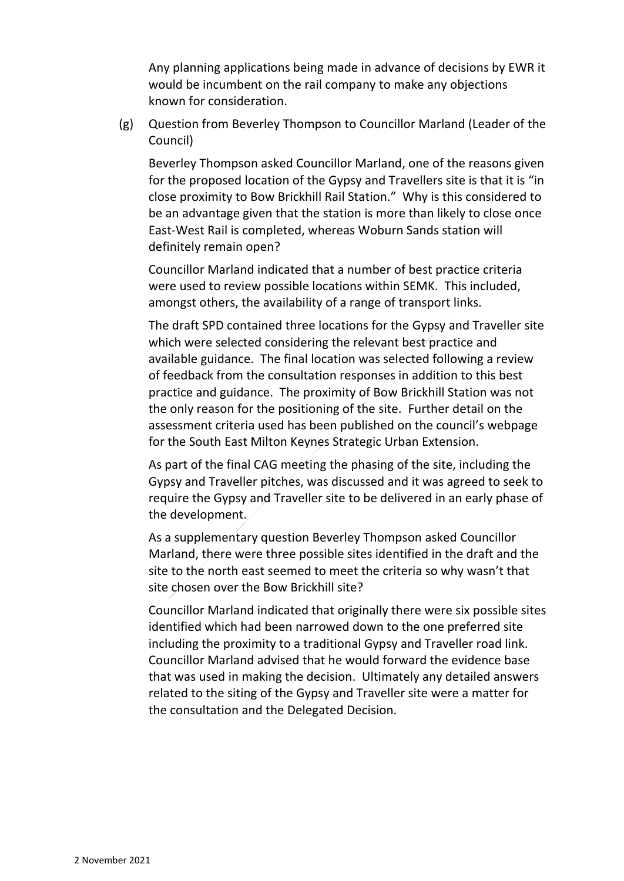Any planning applications being made in advance of decisions by EWR it would be incumbent on the rail company to make any objections known for consideration.

(g) Question from Beverley Thompson to Councillor Marland (Leader of the Council)

Beverley Thompson asked Councillor Marland, one of the reasons given for the proposed location of the Gypsy and Travellers site is that it is "in close proximity to Bow Brickhill Rail Station." Why is this considered to be an advantage given that the station is more than likely to close once East-West Rail is completed, whereas Woburn Sands station will definitely remain open?

Councillor Marland indicated that a number of best practice criteria were used to review possible locations within SEMK. This included, amongst others, the availability of a range of transport links.

The draft SPD contained three locations for the Gypsy and Traveller site which were selected considering the relevant best practice and available guidance. The final location was selected following a review of feedback from the consultation responses in addition to this best practice and guidance. The proximity of Bow Brickhill Station was not the only reason for the positioning of the site. Further detail on the assessment criteria used has been published on the council's webpage for the South East Milton Keynes Strategic Urban Extension.

As part of the final CAG meeting the phasing of the site, including the Gypsy and Traveller pitches, was discussed and it was agreed to seek to require the Gypsy and Traveller site to be delivered in an early phase of the development.

As a supplementary question Beverley Thompson asked Councillor Marland, there were three possible sites identified in the draft and the site to the north east seemed to meet the criteria so why wasn't that site chosen over the Bow Brickhill site?

Councillor Marland indicated that originally there were six possible sites identified which had been narrowed down to the one preferred site including the proximity to a traditional Gypsy and Traveller road link. Councillor Marland advised that he would forward the evidence base that was used in making the decision. Ultimately any detailed answers related to the siting of the Gypsy and Traveller site were a matter for the consultation and the Delegated Decision.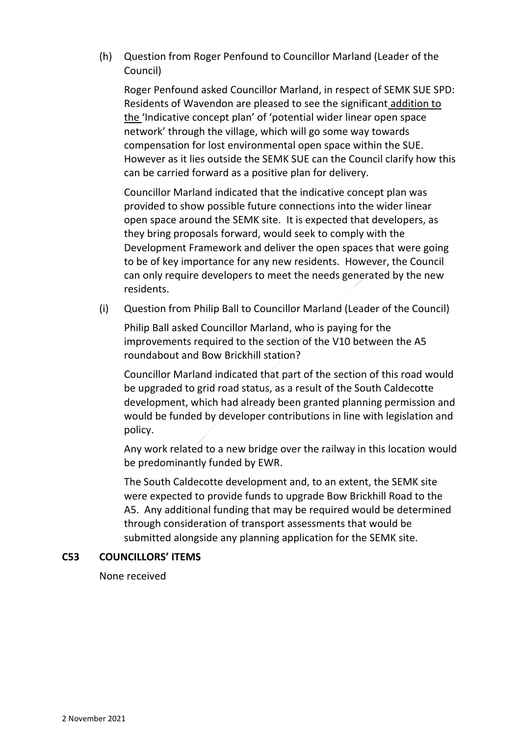(h) Question from Roger Penfound to Councillor Marland (Leader of the Council)

Roger Penfound asked Councillor Marland, in respect of SEMK SUE SPD: Residents of Wavendon are pleased to see the significant addition to the 'Indicative concept plan' of 'potential wider linear open space network' through the village, which will go some way towards compensation for lost environmental open space within the SUE. However as it lies outside the SEMK SUE can the Council clarify how this can be carried forward as a positive plan for delivery.

Councillor Marland indicated that the indicative concept plan was provided to show possible future connections into the wider linear open space around the SEMK site. It is expected that developers, as they bring proposals forward, would seek to comply with the Development Framework and deliver the open spaces that were going to be of key importance for any new residents. However, the Council can only require developers to meet the needs generated by the new residents.

(i) Question from Philip Ball to Councillor Marland (Leader of the Council)

Philip Ball asked Councillor Marland, who is paying for the improvements required to the section of the V10 between the A5 roundabout and Bow Brickhill station?

Councillor Marland indicated that part of the section of this road would be upgraded to grid road status, as a result of the South Caldecotte development, which had already been granted planning permission and would be funded by developer contributions in line with legislation and policy.

Any work related to a new bridge over the railway in this location would be predominantly funded by EWR.

The South Caldecotte development and, to an extent, the SEMK site were expected to provide funds to upgrade Bow Brickhill Road to the A5. Any additional funding that may be required would be determined through consideration of transport assessments that would be submitted alongside any planning application for the SEMK site.

**C53 COUNCILLORS' ITEMS**

None received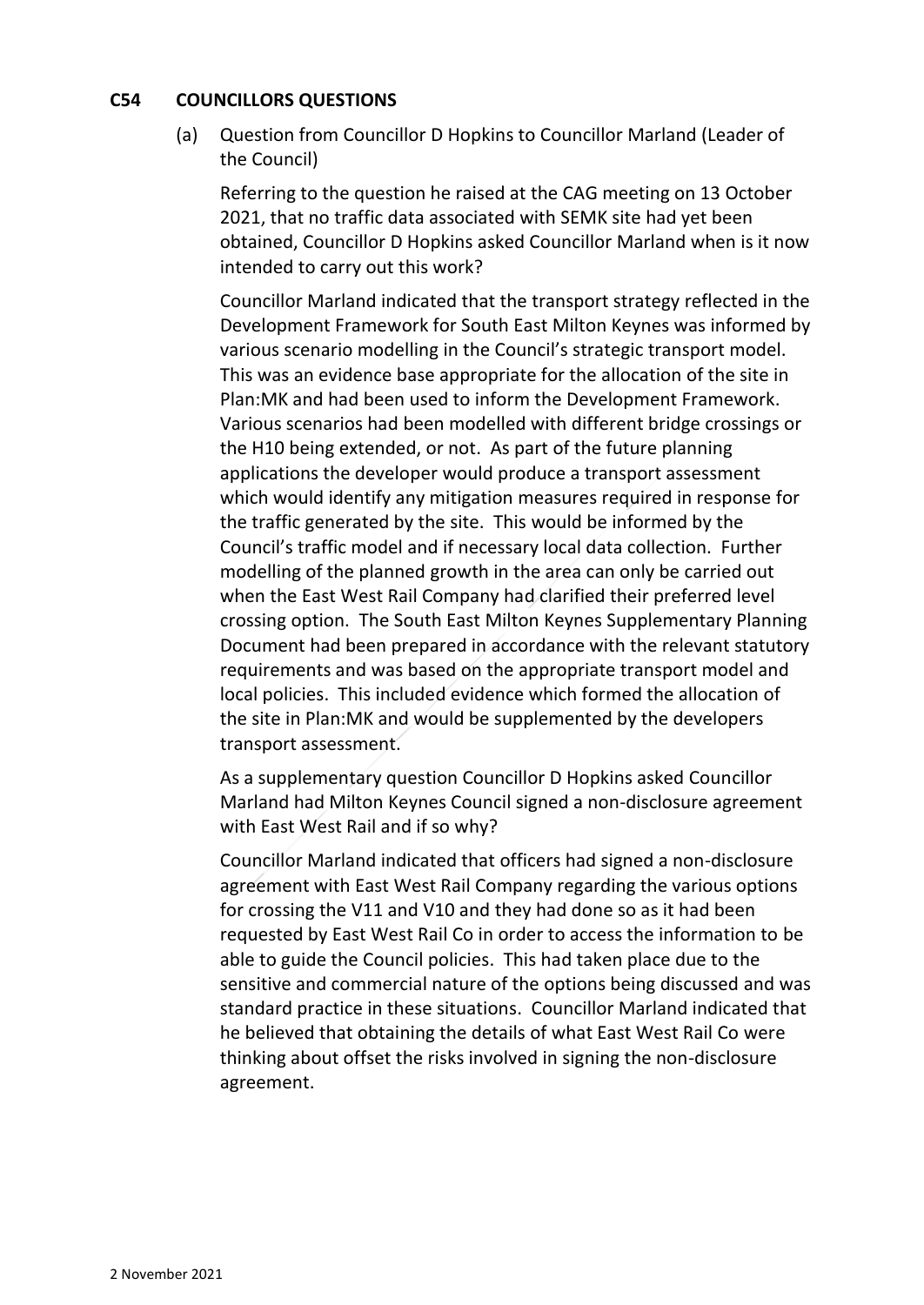### C54 COUNCILLORS QUESTIONS

(a) Question from Councillor D Hopkins to Councillor Marland (Leader of the Council)

Referring to the question he raised at the CAG meeting on 13 October 2021, that no traffic data associated with SEMK site had yet been obtained, Councillor D Hopkins asked Councillor Marland when is it now intended to carry out this work?

Councillor Marland indicated that the transport strategy reflected in the Development Framework for South East Milton Keynes was informed by various scenario modelling in the Council's strategic transport model. This was an evidence base appropriate for the allocation of the site in Plan:MK and had been used to inform the Development Framework. Various scenarios had been modelled with different bridge crossings or the H10 being extended, or not. As part of the future planning applications the developer would produce a transport assessment which would identify any mitigation measures required in response for the traffic generated by the site. This would be informed by the Council's traffic model and if necessary local data collection. Further modelling of the planned growth in the area can only be carried out when the East West Rail Company had clarified their preferred level crossing option. The South East Milton Keynes Supplementary Planning Document had been prepared in accordance with the relevant statutory requirements and was based on the appropriate transport model and local policies. This included evidence which formed the allocation of the site in Plan:MK and would be supplemented by the developers transport assessment.

As a supplementary question Councillor D Hopkins asked Councillor Marland had Milton Keynes Council signed a non-disclosure agreement with East West Rail and if so why?

Councillor Marland indicated that officers had signed a non-disclosure agreement with East West Rail Company regarding the various options for crossing the V11 and V10 and they had done so as it had been requested by East West Rail Co in order to access the information to be able to guide the Council policies. This had taken place due to the sensitive and commercial nature of the options being discussed and was standard practice in these situations. Councillor Marland indicated that he believed that obtaining the details of what East West Rail Co were thinking about offset the risks involved in signing the non-disclosure agreement.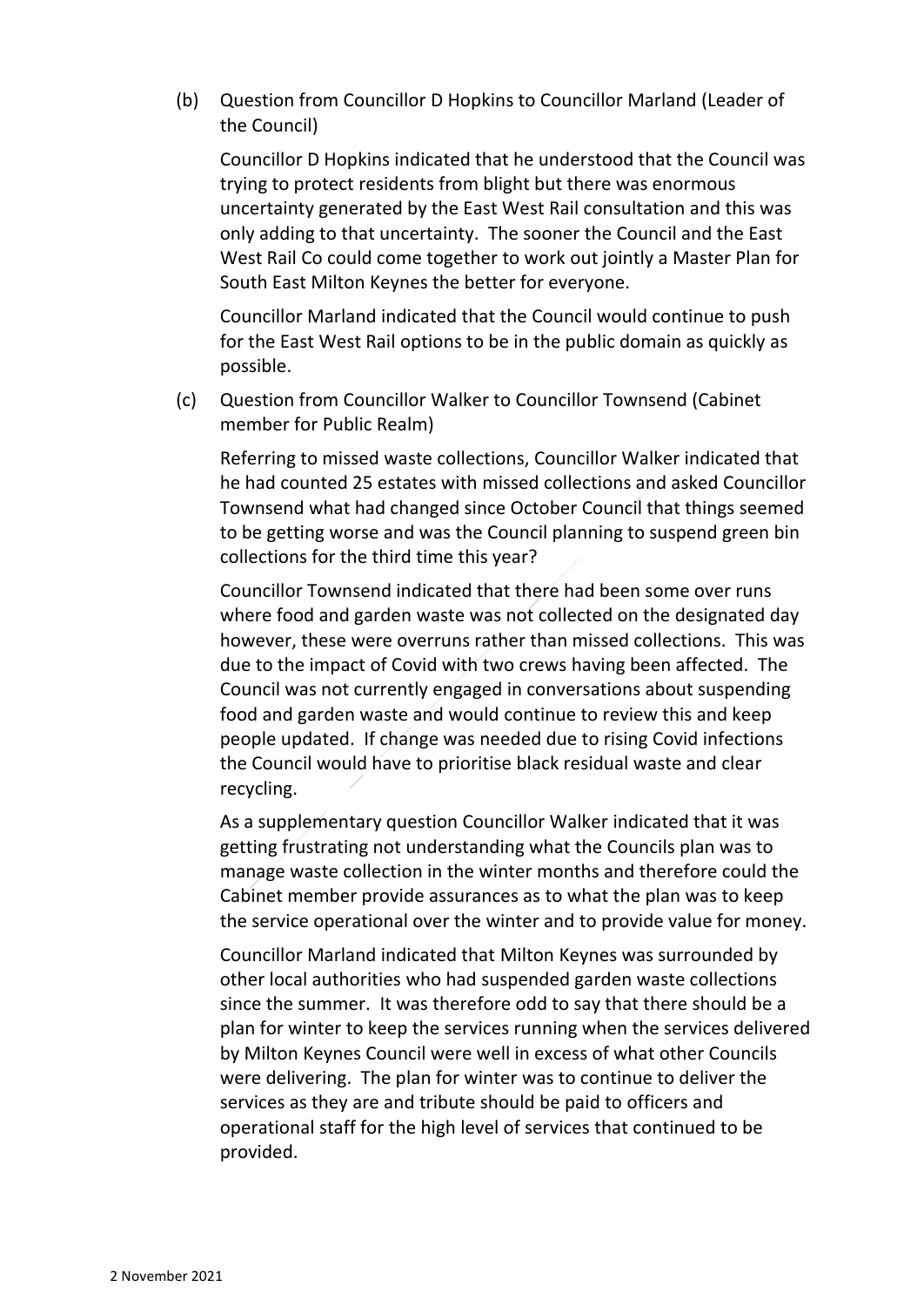(b) Question from Councillor D Hopkins to Councillor Marland (Leader of the Council)

Councillor D Hopkins indicated that he understood that the Council was trying to protect residents from blight but there was enormous uncertainty generated by the East West Rail consultation and this was only adding to that uncertainty. The sooner the Council and the East West Rail Co could come together to work out jointly a Master Plan for South East Milton Keynes the better for everyone.

Councillor Marland indicated that the Council would continue to push for the East West Rail options to be in the public domain as quickly as possible.

(c) Question from Councillor Walker to Councillor Townsend (Cabinet member for Public Realm)

Referring to missed waste collections, Councillor Walker indicated that he had counted 25 estates with missed collections and asked Councillor Townsend what had changed since October Council that things seemed to be getting worse and was the Council planning to suspend green bin collections for the third time this year?

Councillor Townsend indicated that there had been some over runs where food and garden waste was not collected on the designated day however, these were overruns rather than missed collections. This was due to the impact of Covid with two crews having been affected. The Council was not currently engaged in conversations about suspending food and garden waste and would continue to review this and keep people updated. If change was needed due to rising Covid infections the Council would have to prioritise black residual waste and clear recycling.

As a supplementary question Councillor Walker indicated that it was getting frustrating not understanding what the Councils plan was to manage waste collection in the winter months and therefore could the Cabinet member provide assurances as to what the plan was to keep the service operational over the winter and to provide value for money.

Councillor Marland indicated that Milton Keynes was surrounded by other local authorities who had suspended garden waste collections since the summer. It was therefore odd to say that there should be a plan for winter to keep the services running when the services delivered by Milton Keynes Council were well in excess of what other Councils were delivering. The plan for winter was to continue to deliver the services as they are and tribute should be paid to officers and operational staff for the high level of services that continued to be provided.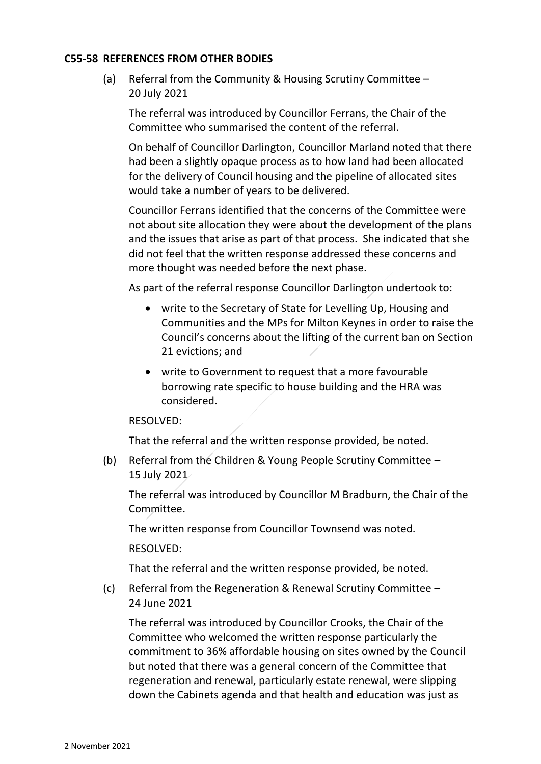**C55-58 REFERENCES FROM OTHER BODIES**

(a) Referral from the Community & Housing Scrutiny Committee – 20 July 2021

The referral was introduced by Councillor Ferrans, the Chair of the Committee who summarised the content of the referral.

On behalf of Councillor Darlington, Councillor Marland noted that there had been a slightly opaque process as to how land had been allocated for the delivery of Council housing and the pipeline of allocated sites would take a number of years to be delivered.

Councillor Ferrans identified that the concerns of the Committee were not about site allocation they were about the development of the plans and the issues that arise as part of that process. She indicated that she did not feel that the written response addressed these concerns and more thought was needed before the next phase.

As part of the referral response Councillor Darlington undertook to:

- write to the Secretary of State for Levelling Up, Housing and Communities and the MPs for Milton Keynes in order to raise the Council's concerns about the lifting of the current ban on Section 21 evictions; and
- write to Government to request that a more favourable borrowing rate specific to house building and the HRA was considered.

RESOLVED:

That the referral and the written response provided, be noted.

(b) Referral from the Children & Young People Scrutiny Committee – 15 July 2021

The referral was introduced by Councillor M Bradburn, the Chair of the Committee.

The written response from Councillor Townsend was noted.

RESOLVED:

That the referral and the written response provided, be noted.

(c) Referral from the Regeneration & Renewal Scrutiny Committee – 24 June 2021

The referral was introduced by Councillor Crooks, the Chair of the Committee who welcomed the written response particularly the commitment to 36% affordable housing on sites owned by the Council but noted that there was a general concern of the Committee that regeneration and renewal, particularly estate renewal, were slipping down the Cabinets agenda and that health and education was just as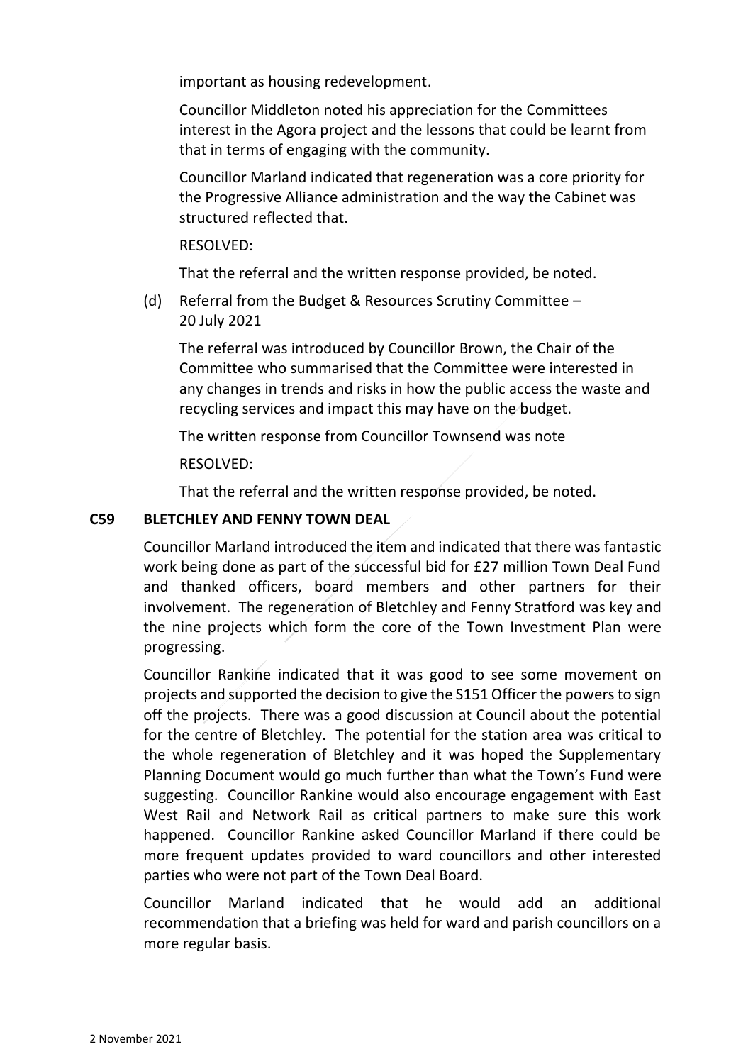important as housing redevelopment.

Councillor Middleton noted his appreciation for the Committees interest in the Agora project and the lessons that could be learnt from that in terms of engaging with the community.

Councillor Marland indicated that regeneration was a core priority for the Progressive Alliance administration and the way the Cabinet was structured reflected that.

RESOLVED:

That the referral and the written response provided, be noted.

(d) Referral from the Budget & Resources Scrutiny Committee – 20 July 2021

The referral was introduced by Councillor Brown, the Chair of the Committee who summarised that the Committee were interested in any changes in trends and risks in how the public access the waste and recycling services and impact this may have on the budget.

The written response from Councillor Townsend was note

RESOLVED:

That the referral and the written response provided, be noted.

**C59 BLETCHLEY AND FENNY TOWN DEAL**

Councillor Marland introduced the item and indicated that there was fantastic work being done as part of the successful bid for £27 million Town Deal Fund and thanked officers, board members and other partners for their involvement. The regeneration of Bletchley and Fenny Stratford was key and the nine projects which form the core of the Town Investment Plan were progressing.

Councillor Rankine indicated that it was good to see some movement on projects and supported the decision to give the S151 Officer the powers to sign off the projects. There was a good discussion at Council about the potential for the centre of Bletchley. The potential for the station area was critical to the whole regeneration of Bletchley and it was hoped the Supplementary Planning Document would go much further than what the Town's Fund were suggesting. Councillor Rankine would also encourage engagement with East West Rail and Network Rail as critical partners to make sure this work happened. Councillor Rankine asked Councillor Marland if there could be more frequent updates provided to ward councillors and other interested parties who were not part of the Town Deal Board.

Councillor Marland indicated that he would add an additional recommendation that a briefing was held for ward and parish councillors on a more regular basis.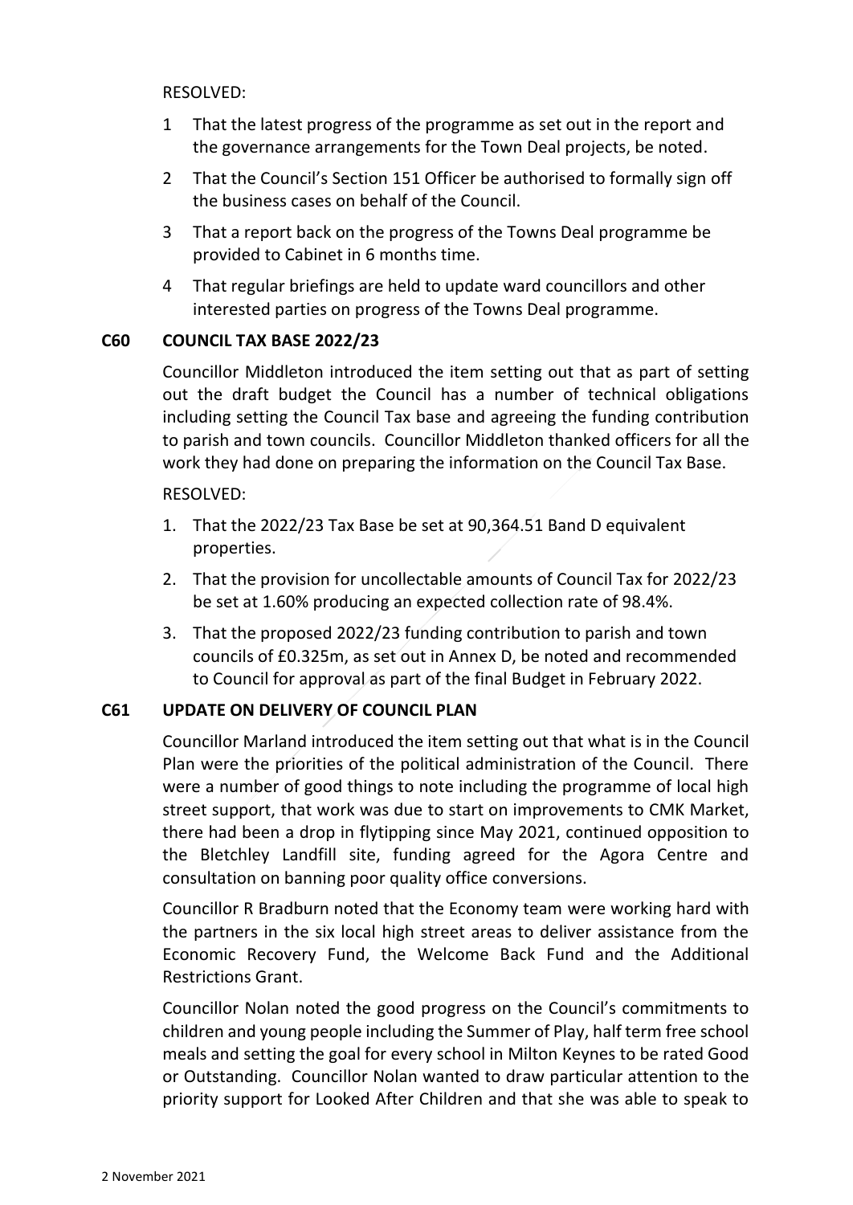RESOLVED:

1 That the latest progress of the programme as set out in the report and the governance arrangements for the Town Deal projects, be noted.

2 That the Council's Section 151 Officer be authorised to formally sign off the business cases on behalf of the Council.

3 That a report back on the progress of the Towns Deal programme be provided to Cabinet in 6 months time.

4 That regular briefings are held to update ward councillors and other interested parties on progress of the Towns Deal programme.

## C60 COUNCIL TAX BASE 2022/23

Councillor Middleton introduced the item setting out that as part of setting out the draft budget the Council has a number of technical obligations including setting the Council Tax base and agreeing the funding contribution to parish and town councils. Councillor Middleton thanked officers for all the work they had done on preparing the information on the Council Tax Base.

RESOLVED:

1. That the 2022/23 Tax Base be set at 90,364.51 Band D equivalent properties.
2. That the provision for uncollectable amounts of Council Tax for 2022/23 be set at 1.60% producing an expected collection rate of 98.4%.
3. That the proposed 2022/23 funding contribution to parish and town councils of £0.325m, as set out in Annex D, be noted and recommended to Council for approval as part of the final Budget in February 2022.

## C61 UPDATE ON DELIVERY OF COUNCIL PLAN

Councillor Marland introduced the item setting out that what is in the Council Plan were the priorities of the political administration of the Council. There were a number of good things to note including the programme of local high street support, that work was due to start on improvements to CMK Market, there had been a drop in flytipping since May 2021, continued opposition to the Bletchley Landfill site, funding agreed for the Agora Centre and consultation on banning poor quality office conversions.

Councillor R Bradburn noted that the Economy team were working hard with the partners in the six local high street areas to deliver assistance from the Economic Recovery Fund, the Welcome Back Fund and the Additional Restrictions Grant.

Councillor Nolan noted the good progress on the Council's commitments to children and young people including the Summer of Play, half term free school meals and setting the goal for every school in Milton Keynes to be rated Good or Outstanding. Councillor Nolan wanted to draw particular attention to the priority support for Looked After Children and that she was able to speak to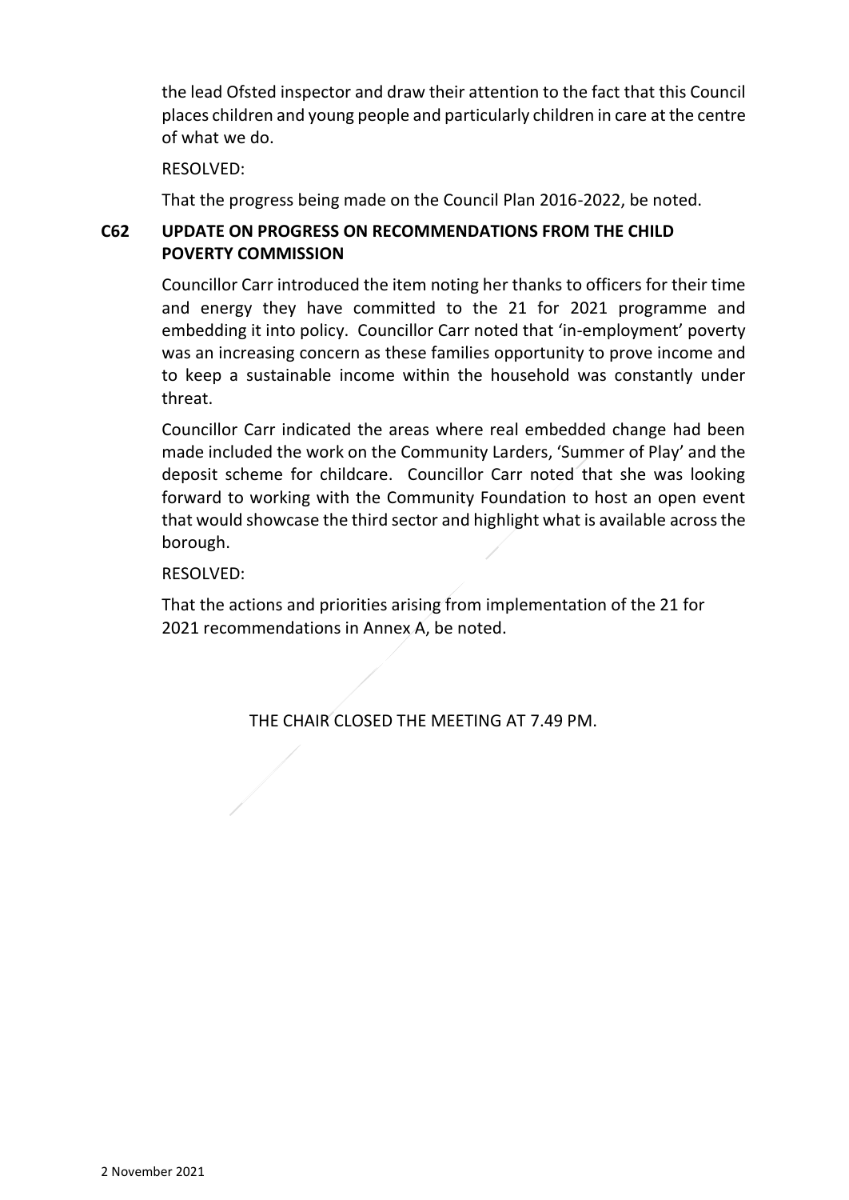the lead Ofsted inspector and draw their attention to the fact that this Council places children and young people and particularly children in care at the centre of what we do.

RESOLVED:

That the progress being made on the Council Plan 2016-2022, be noted.

## C62 UPDATE ON PROGRESS ON RECOMMENDATIONS FROM THE CHILD POVERTY COMMISSION

Councillor Carr introduced the item noting her thanks to officers for their time and energy they have committed to the 21 for 2021 programme and embedding it into policy. Councillor Carr noted that 'in-employment' poverty was an increasing concern as these families opportunity to prove income and to keep a sustainable income within the household was constantly under threat.

Councillor Carr indicated the areas where real embedded change had been made included the work on the Community Larders, 'Summer of Play' and the deposit scheme for childcare. Councillor Carr noted that she was looking forward to working with the Community Foundation to host an open event that would showcase the third sector and highlight what is available across the borough.

RESOLVED:

That the actions and priorities arising from implementation of the 21 for 2021 recommendations in Annex A, be noted.

THE CHAIR CLOSED THE MEETING AT 7.49 PM.

2 November 2021